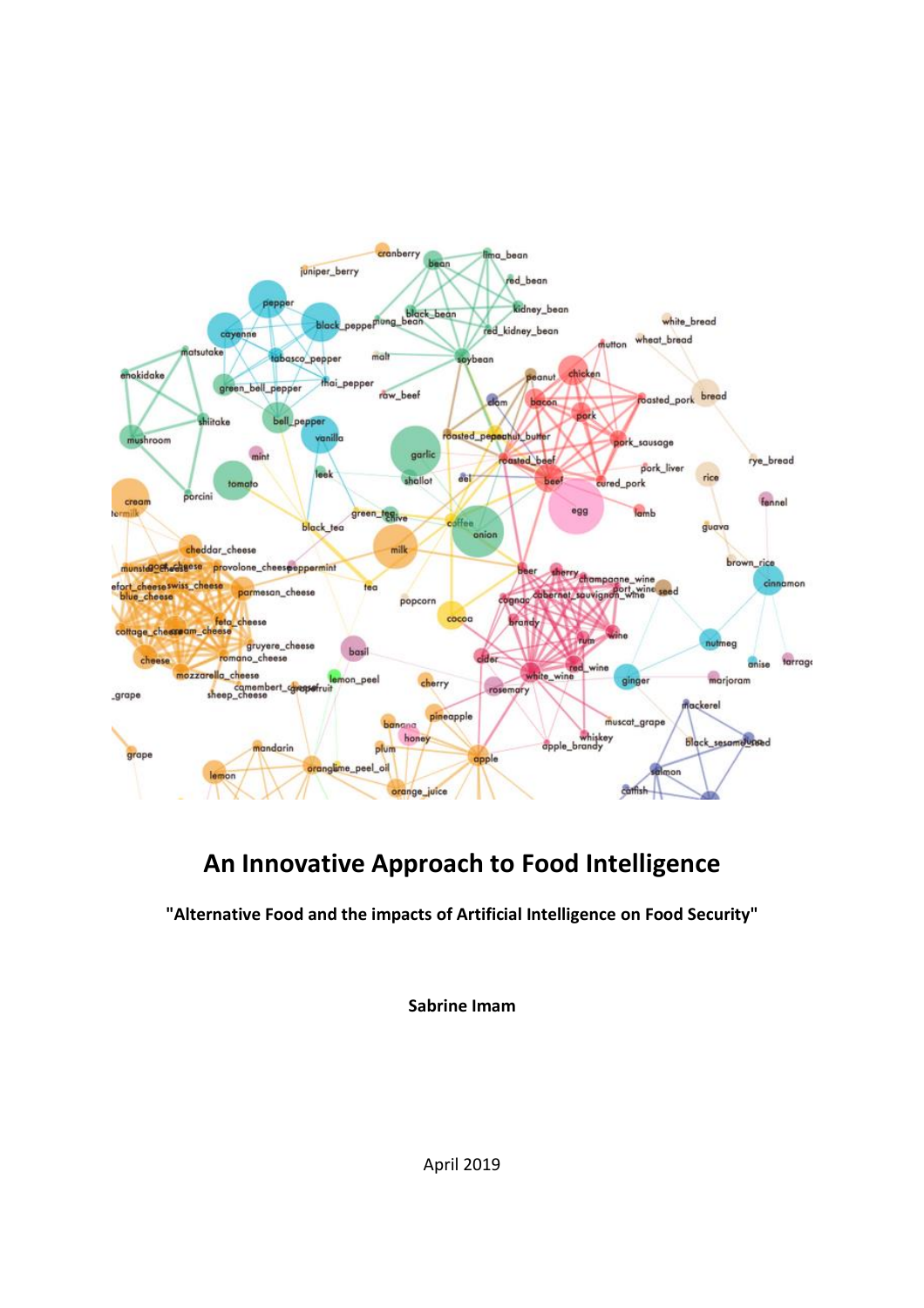# An Innovative Approach to Food Intelligence

**"Alternative Food and the impacts of Artificial Intelligence on Food Security"**

**Sabrine Imam**

April 2019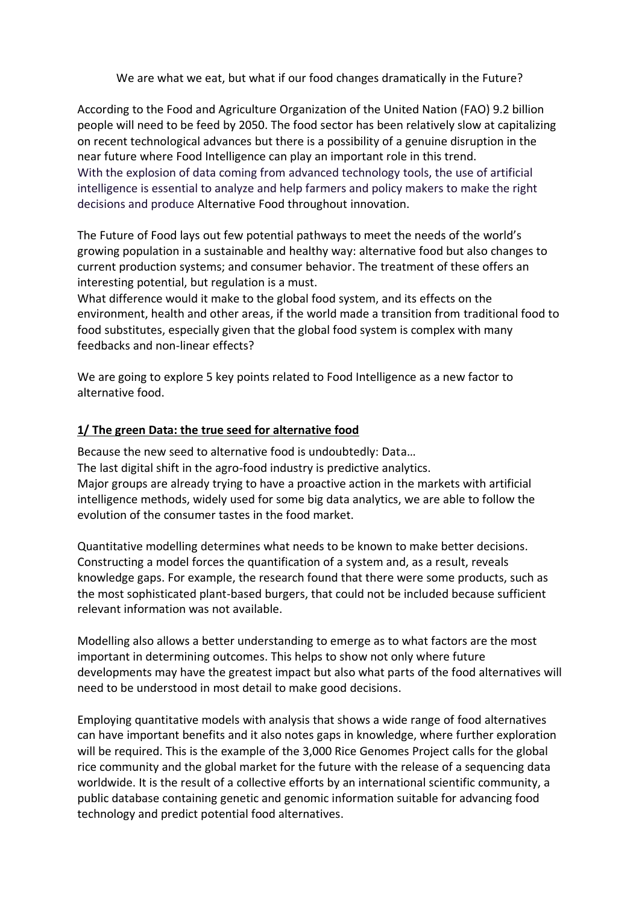We are what we eat, but what if our food changes dramatically in the Future?

According to the Food and Agriculture Organization of the United Nation (FAO) 9.2 billion people will need to be feed by 2050. The food sector has been relatively slow at capitalizing on recent technological advances but there is a possibility of a genuine disruption in the near future where Food Intelligence can play an important role in this trend.
With the explosion of data coming from advanced technology tools, the use of artificial intelligence is essential to analyze and help farmers and policy makers to make the right decisions and produce Alternative Food throughout innovation.

The Future of Food lays out few potential pathways to meet the needs of the world's growing population in a sustainable and healthy way: alternative food but also changes to current production systems; and consumer behavior. The treatment of these offers an interesting potential, but regulation is a must.
What difference would it make to the global food system, and its effects on the environment, health and other areas, if the world made a transition from traditional food to food substitutes, especially given that the global food system is complex with many feedbacks and non-linear effects?

We are going to explore 5 key points related to Food Intelligence as a new factor to alternative food.

## 1/ The green Data: the true seed for alternative food

Because the new seed to alternative food is undoubtedly: Data…
The last digital shift in the agro-food industry is predictive analytics.
Major groups are already trying to have a proactive action in the markets with artificial intelligence methods, widely used for some big data analytics, we are able to follow the evolution of the consumer tastes in the food market.

Quantitative modelling determines what needs to be known to make better decisions. Constructing a model forces the quantification of a system and, as a result, reveals knowledge gaps. For example, the research found that there were some products, such as the most sophisticated plant-based burgers, that could not be included because sufficient relevant information was not available.

Modelling also allows a better understanding to emerge as to what factors are the most important in determining outcomes. This helps to show not only where future developments may have the greatest impact but also what parts of the food alternatives will need to be understood in most detail to make good decisions.

Employing quantitative models with analysis that shows a wide range of food alternatives can have important benefits and it also notes gaps in knowledge, where further exploration will be required. This is the example of the 3,000 Rice Genomes Project calls for the global rice community and the global market for the future with the release of a sequencing data worldwide. It is the result of a collective efforts by an international scientific community, a public database containing genetic and genomic information suitable for advancing food technology and predict potential food alternatives.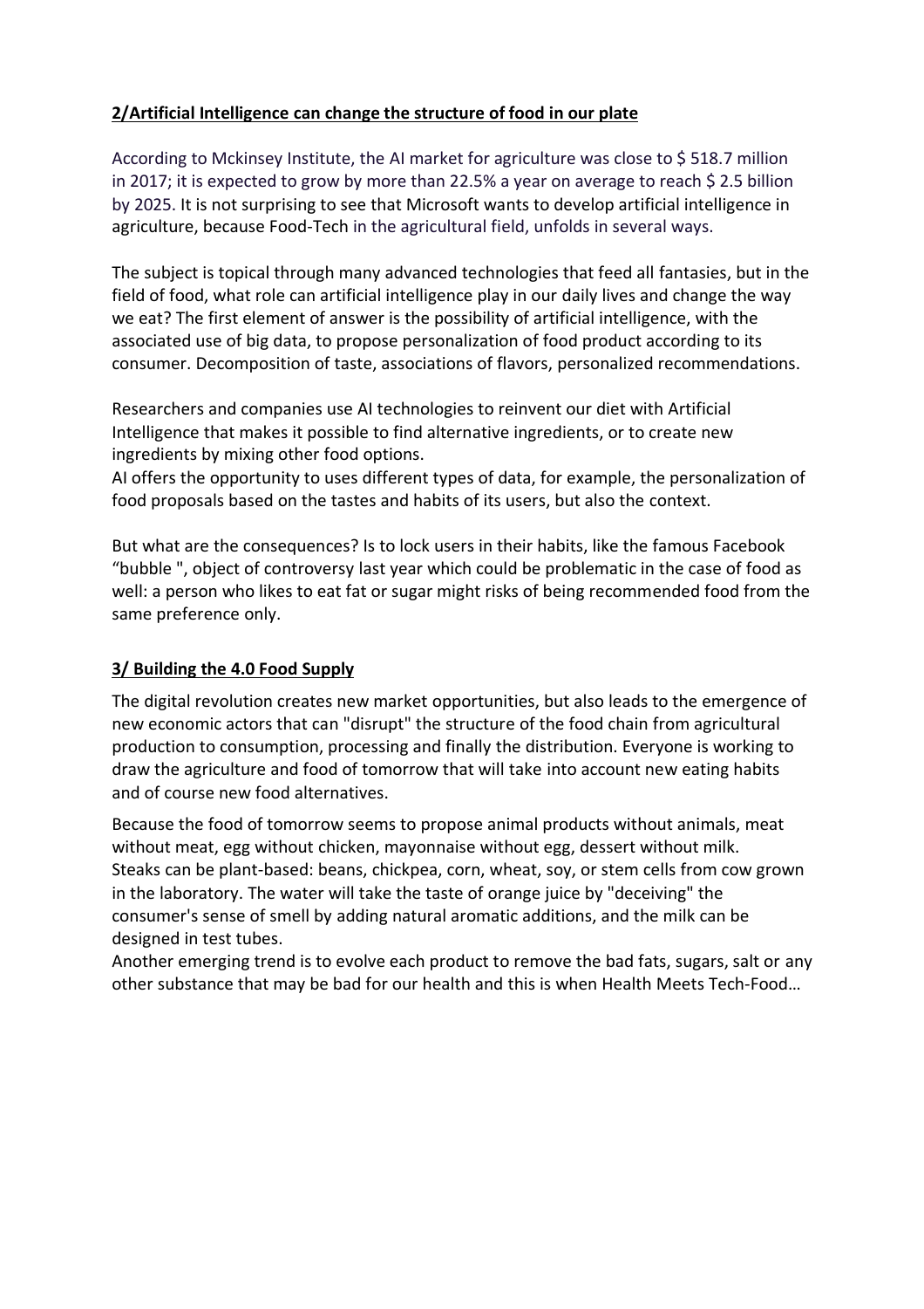## 2/Artificial Intelligence can change the structure of food in our plate

According to Mckinsey Institute, the AI market for agriculture was close to $ 518.7 million in 2017; it is expected to grow by more than 22.5% a year on average to reach $ 2.5 billion by 2025. It is not surprising to see that Microsoft wants to develop artificial intelligence in agriculture, because Food-Tech in the agricultural field, unfolds in several ways.

The subject is topical through many advanced technologies that feed all fantasies, but in the field of food, what role can artificial intelligence play in our daily lives and change the way we eat? The first element of answer is the possibility of artificial intelligence, with the associated use of big data, to propose personalization of food product according to its consumer. Decomposition of taste, associations of flavors, personalized recommendations.

Researchers and companies use AI technologies to reinvent our diet with Artificial Intelligence that makes it possible to find alternative ingredients, or to create new ingredients by mixing other food options.
AI offers the opportunity to uses different types of data, for example, the personalization of food proposals based on the tastes and habits of its users, but also the context.

But what are the consequences? Is to lock users in their habits, like the famous Facebook “bubble ", object of controversy last year which could be problematic in the case of food as well: a person who likes to eat fat or sugar might risks of being recommended food from the same preference only.

## 3/ Building the 4.0 Food Supply

The digital revolution creates new market opportunities, but also leads to the emergence of new economic actors that can "disrupt" the structure of the food chain from agricultural production to consumption, processing and finally the distribution. Everyone is working to draw the agriculture and food of tomorrow that will take into account new eating habits and of course new food alternatives.

Because the food of tomorrow seems to propose animal products without animals, meat without meat, egg without chicken, mayonnaise without egg, dessert without milk.
Steaks can be plant-based: beans, chickpea, corn, wheat, soy, or stem cells from cow grown in the laboratory. The water will take the taste of orange juice by "deceiving" the consumer's sense of smell by adding natural aromatic additions, and the milk can be designed in test tubes.
Another emerging trend is to evolve each product to remove the bad fats, sugars, salt or any other substance that may be bad for our health and this is when Health Meets Tech-Food…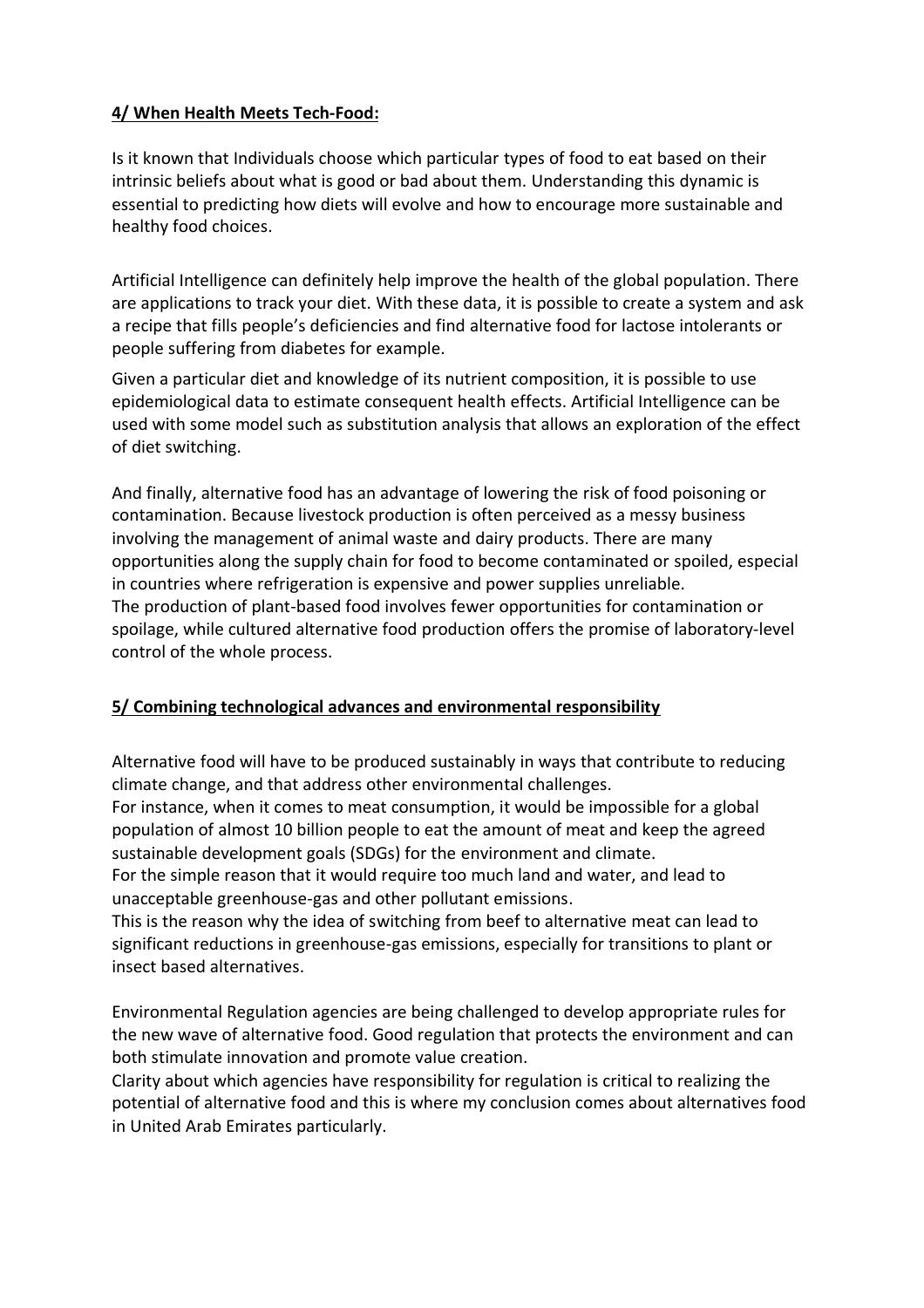## 4/ When Health Meets Tech-Food:

Is it known that Individuals choose which particular types of food to eat based on their intrinsic beliefs about what is good or bad about them. Understanding this dynamic is essential to predicting how diets will evolve and how to encourage more sustainable and healthy food choices.

Artificial Intelligence can definitely help improve the health of the global population. There are applications to track your diet. With these data, it is possible to create a system and ask a recipe that fills people's deficiencies and find alternative food for lactose intolerants or people suffering from diabetes for example.

Given a particular diet and knowledge of its nutrient composition, it is possible to use epidemiological data to estimate consequent health effects. Artificial Intelligence can be used with some model such as substitution analysis that allows an exploration of the effect of diet switching.

And finally, alternative food has an advantage of lowering the risk of food poisoning or contamination. Because livestock production is often perceived as a messy business involving the management of animal waste and dairy products. There are many opportunities along the supply chain for food to become contaminated or spoiled, especial in countries where refrigeration is expensive and power supplies unreliable.
The production of plant-based food involves fewer opportunities for contamination or spoilage, while cultured alternative food production offers the promise of laboratory-level control of the whole process.

## 5/ Combining technological advances and environmental responsibility

Alternative food will have to be produced sustainably in ways that contribute to reducing climate change, and that address other environmental challenges.
For instance, when it comes to meat consumption, it would be impossible for a global population of almost 10 billion people to eat the amount of meat and keep the agreed sustainable development goals (SDGs) for the environment and climate.
For the simple reason that it would require too much land and water, and lead to unacceptable greenhouse-gas and other pollutant emissions.
This is the reason why the idea of switching from beef to alternative meat can lead to significant reductions in greenhouse-gas emissions, especially for transitions to plant or insect based alternatives.

Environmental Regulation agencies are being challenged to develop appropriate rules for the new wave of alternative food. Good regulation that protects the environment and can both stimulate innovation and promote value creation.
Clarity about which agencies have responsibility for regulation is critical to realizing the potential of alternative food and this is where my conclusion comes about alternatives food in United Arab Emirates particularly.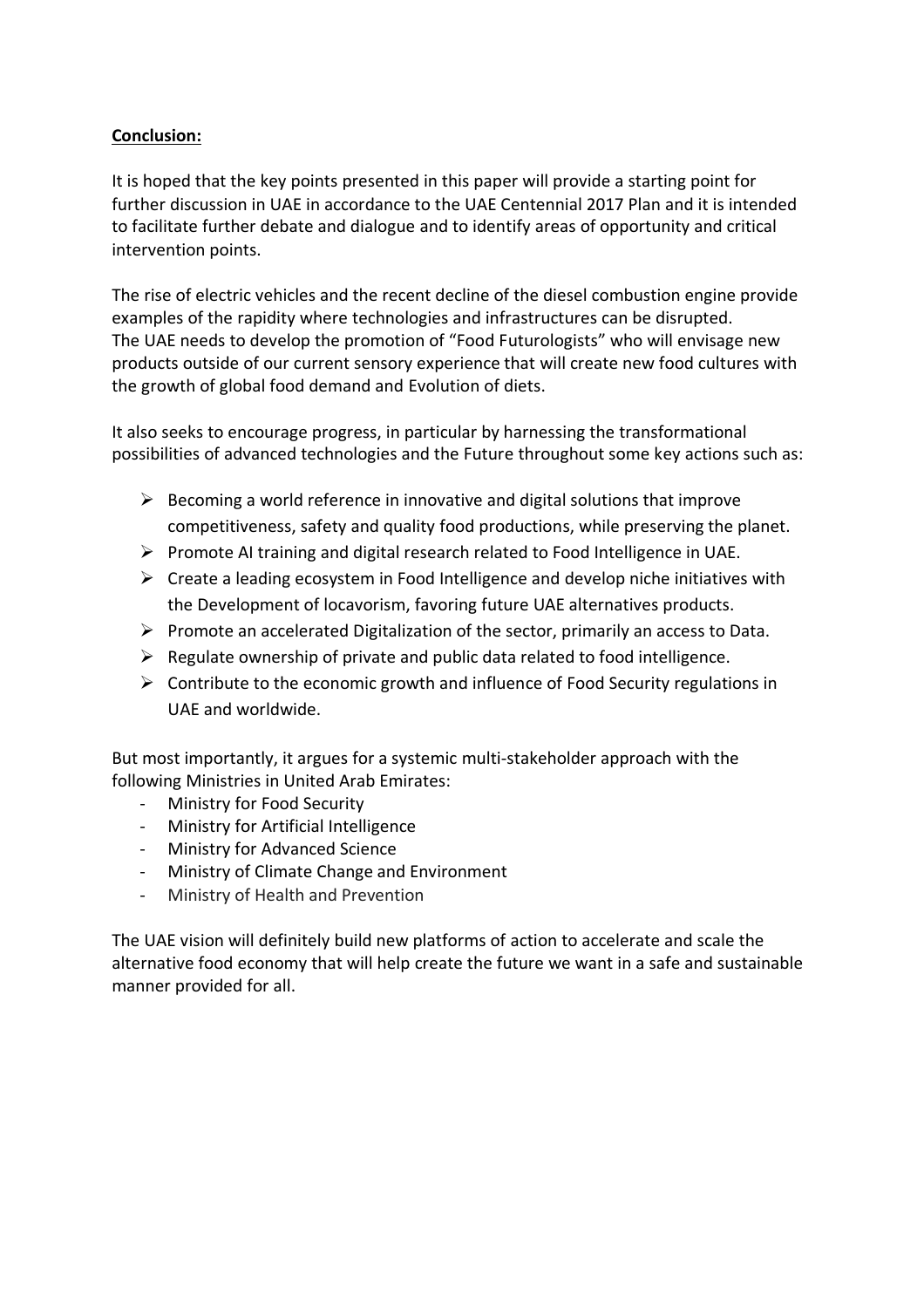**Conclusion:**

It is hoped that the key points presented in this paper will provide a starting point for further discussion in UAE in accordance to the UAE Centennial 2017 Plan and it is intended to facilitate further debate and dialogue and to identify areas of opportunity and critical intervention points.

The rise of electric vehicles and the recent decline of the diesel combustion engine provide examples of the rapidity where technologies and infrastructures can be disrupted.
The UAE needs to develop the promotion of "Food Futurologists" who will envisage new products outside of our current sensory experience that will create new food cultures with the growth of global food demand and Evolution of diets.

It also seeks to encourage progress, in particular by harnessing the transformational possibilities of advanced technologies and the Future throughout some key actions such as:

- Becoming a world reference in innovative and digital solutions that improve competitiveness, safety and quality food productions, while preserving the planet.
- Promote AI training and digital research related to Food Intelligence in UAE.
- Create a leading ecosystem in Food Intelligence and develop niche initiatives with the Development of locavorism, favoring future UAE alternatives products.
- Promote an accelerated Digitalization of the sector, primarily an access to Data.
- Regulate ownership of private and public data related to food intelligence.
- Contribute to the economic growth and influence of Food Security regulations in UAE and worldwide.

But most importantly, it argues for a systemic multi-stakeholder approach with the following Ministries in United Arab Emirates:

- Ministry for Food Security
- Ministry for Artificial Intelligence
- Ministry for Advanced Science
- Ministry of Climate Change and Environment
- Ministry of Health and Prevention

The UAE vision will definitely build new platforms of action to accelerate and scale the alternative food economy that will help create the future we want in a safe and sustainable manner provided for all.